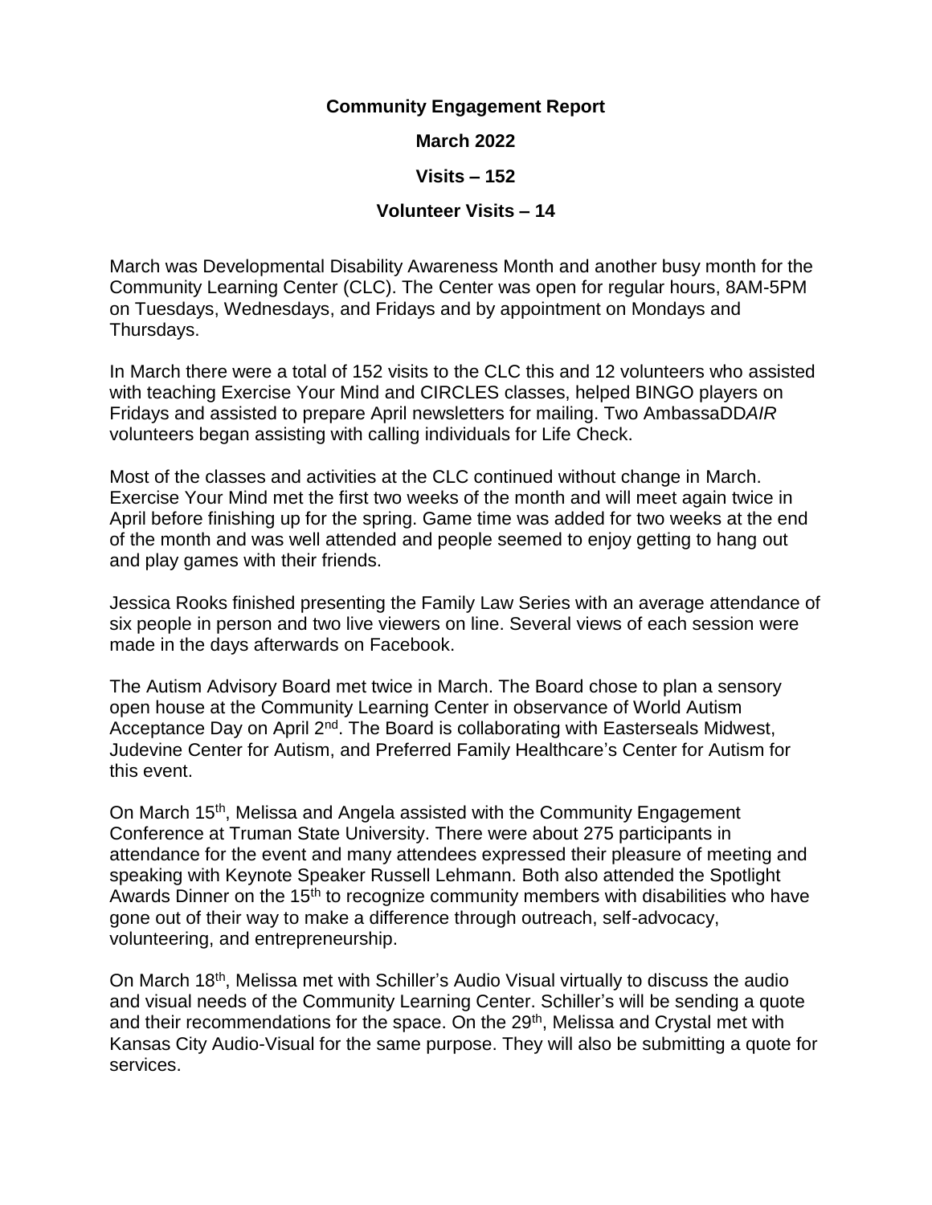**Community Engagement Report**

**March 2022**

**Visits – 152**

**Volunteer Visits – 14**

March was Developmental Disability Awareness Month and another busy month for the Community Learning Center (CLC). The Center was open for regular hours, 8AM-5PM on Tuesdays, Wednesdays, and Fridays and by appointment on Mondays and Thursdays.

In March there were a total of 152 visits to the CLC this and 12 volunteers who assisted with teaching Exercise Your Mind and CIRCLES classes, helped BINGO players on Fridays and assisted to prepare April newsletters for mailing. Two AmbassaDD*AIR* volunteers began assisting with calling individuals for Life Check.

Most of the classes and activities at the CLC continued without change in March. Exercise Your Mind met the first two weeks of the month and will meet again twice in April before finishing up for the spring. Game time was added for two weeks at the end of the month and was well attended and people seemed to enjoy getting to hang out and play games with their friends.

Jessica Rooks finished presenting the Family Law Series with an average attendance of six people in person and two live viewers on line. Several views of each session were made in the days afterwards on Facebook.

The Autism Advisory Board met twice in March. The Board chose to plan a sensory open house at the Community Learning Center in observance of World Autism Acceptance Day on April 2nd. The Board is collaborating with Easterseals Midwest, Judevine Center for Autism, and Preferred Family Healthcare's Center for Autism for this event.

On March 15th, Melissa and Angela assisted with the Community Engagement Conference at Truman State University. There were about 275 participants in attendance for the event and many attendees expressed their pleasure of meeting and speaking with Keynote Speaker Russell Lehmann. Both also attended the Spotlight Awards Dinner on the 15th to recognize community members with disabilities who have gone out of their way to make a difference through outreach, self-advocacy, volunteering, and entrepreneurship.

On March 18th, Melissa met with Schiller's Audio Visual virtually to discuss the audio and visual needs of the Community Learning Center. Schiller's will be sending a quote and their recommendations for the space. On the 29th, Melissa and Crystal met with Kansas City Audio-Visual for the same purpose. They will also be submitting a quote for services.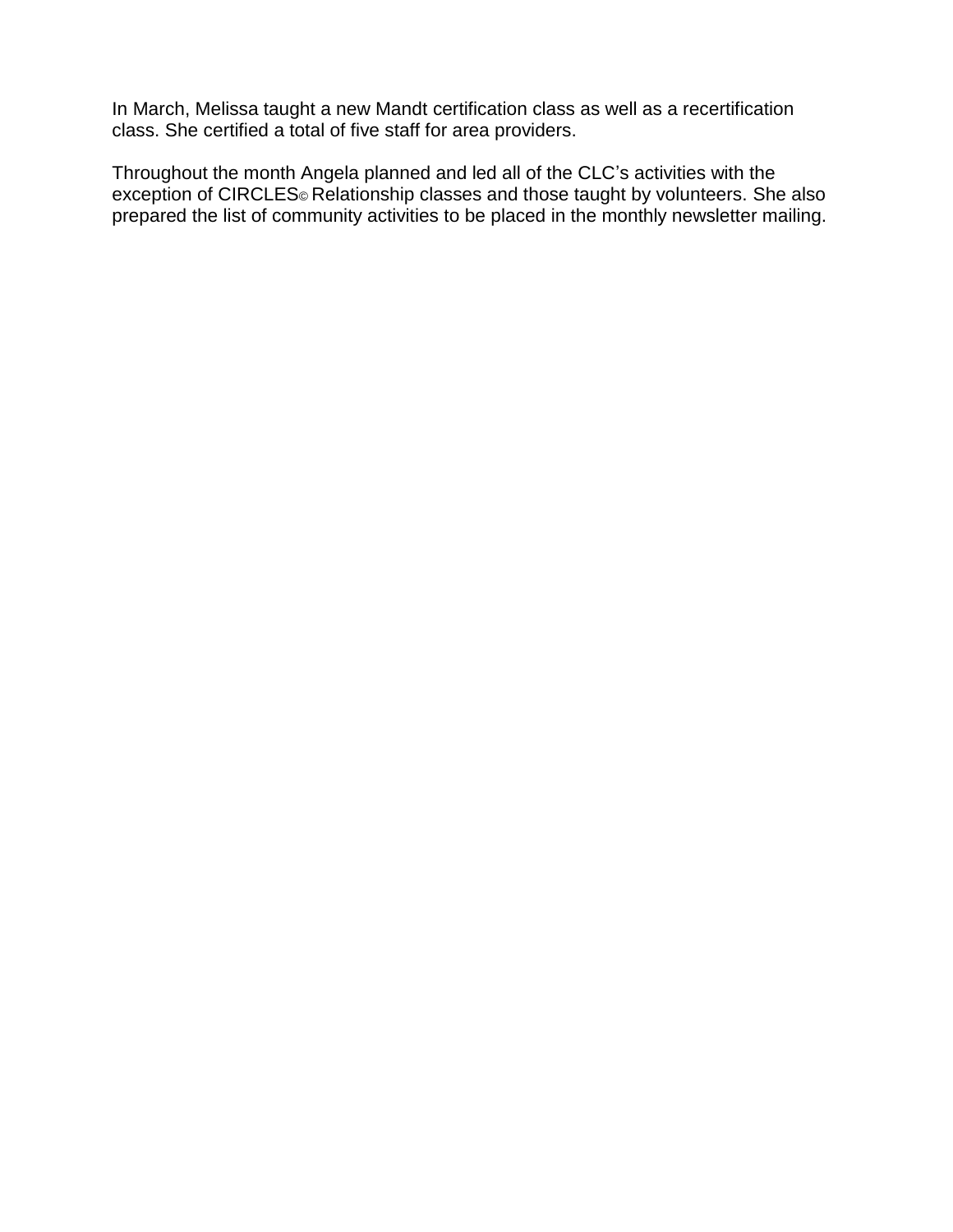In March, Melissa taught a new Mandt certification class as well as a recertification class. She certified a total of five staff for area providers.

Throughout the month Angela planned and led all of the CLC's activities with the exception of CIRCLES© Relationship classes and those taught by volunteers. She also prepared the list of community activities to be placed in the monthly newsletter mailing.